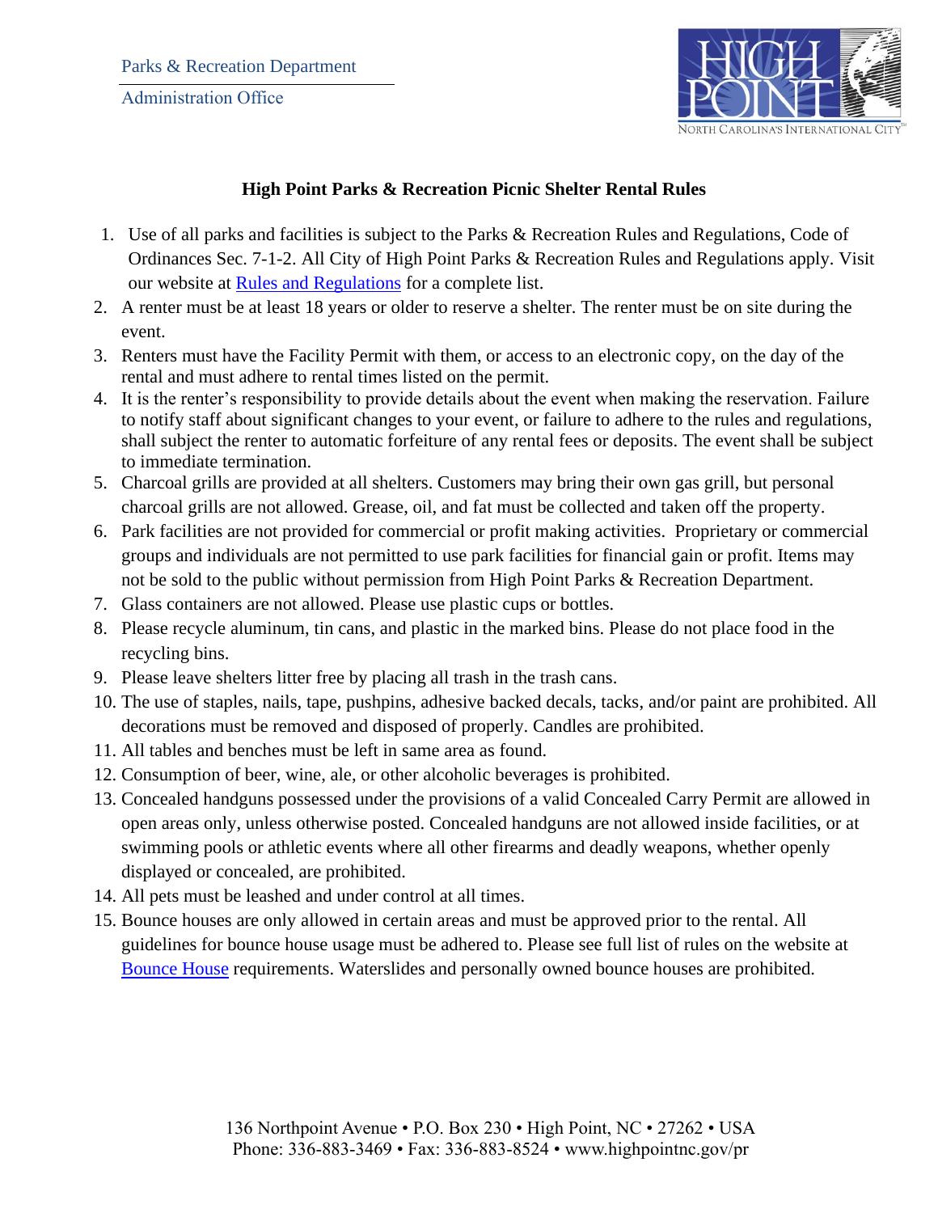Parks & Recreation Department

Administration Office

### High Point Parks & Recreation Picnic Shelter Rental Rules

1. Use of all parks and facilities is subject to the Parks & Recreation Rules and Regulations, Code of Ordinances Sec. 7-1-2. All City of High Point Parks & Recreation Rules and Regulations apply. Visit our website at Rules and Regulations for a complete list.
2. A renter must be at least 18 years or older to reserve a shelter. The renter must be on site during the event.
3. Renters must have the Facility Permit with them, or access to an electronic copy, on the day of the rental and must adhere to rental times listed on the permit.
4. It is the renter's responsibility to provide details about the event when making the reservation. Failure to notify staff about significant changes to your event, or failure to adhere to the rules and regulations, shall subject the renter to automatic forfeiture of any rental fees or deposits. The event shall be subject to immediate termination.
5. Charcoal grills are provided at all shelters. Customers may bring their own gas grill, but personal charcoal grills are not allowed. Grease, oil, and fat must be collected and taken off the property.
6. Park facilities are not provided for commercial or profit making activities. Proprietary or commercial groups and individuals are not permitted to use park facilities for financial gain or profit. Items may not be sold to the public without permission from High Point Parks & Recreation Department.
7. Glass containers are not allowed. Please use plastic cups or bottles.
8. Please recycle aluminum, tin cans, and plastic in the marked bins. Please do not place food in the recycling bins.
9. Please leave shelters litter free by placing all trash in the trash cans.
10. The use of staples, nails, tape, pushpins, adhesive backed decals, tacks, and/or paint are prohibited. All decorations must be removed and disposed of properly. Candles are prohibited.
11. All tables and benches must be left in same area as found.
12. Consumption of beer, wine, ale, or other alcoholic beverages is prohibited.
13. Concealed handguns possessed under the provisions of a valid Concealed Carry Permit are allowed in open areas only, unless otherwise posted. Concealed handguns are not allowed inside facilities, or at swimming pools or athletic events where all other firearms and deadly weapons, whether openly displayed or concealed, are prohibited.
14. All pets must be leashed and under control at all times.
15. Bounce houses are only allowed in certain areas and must be approved prior to the rental. All guidelines for bounce house usage must be adhered to. Please see full list of rules on the website at Bounce House requirements. Waterslides and personally owned bounce houses are prohibited.

136 Northpoint Avenue • P.O. Box 230 • High Point, NC • 27262 • USA
Phone: 336-883-3469 • Fax: 336-883-8524 • www.highpointnc.gov/pr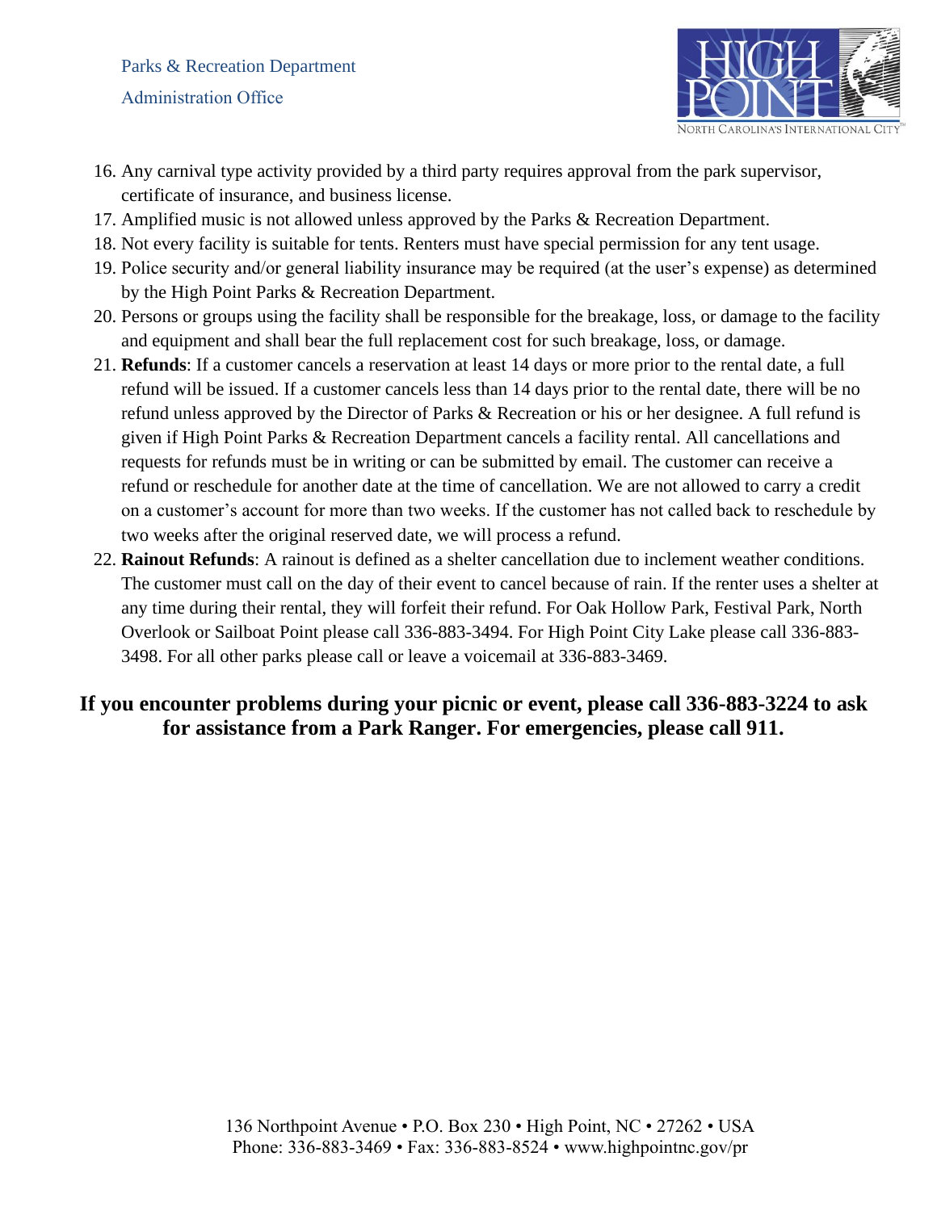16. Any carnival type activity provided by a third party requires approval from the park supervisor, certificate of insurance, and business license.
17. Amplified music is not allowed unless approved by the Parks & Recreation Department.
18. Not every facility is suitable for tents. Renters must have special permission for any tent usage.
19. Police security and/or general liability insurance may be required (at the user's expense) as determined by the High Point Parks & Recreation Department.
20. Persons or groups using the facility shall be responsible for the breakage, loss, or damage to the facility and equipment and shall bear the full replacement cost for such breakage, loss, or damage.
21. **Refunds**: If a customer cancels a reservation at least 14 days or more prior to the rental date, a full refund will be issued. If a customer cancels less than 14 days prior to the rental date, there will be no refund unless approved by the Director of Parks & Recreation or his or her designee. A full refund is given if High Point Parks & Recreation Department cancels a facility rental. All cancellations and requests for refunds must be in writing or can be submitted by email. The customer can receive a refund or reschedule for another date at the time of cancellation. We are not allowed to carry a credit on a customer's account for more than two weeks. If the customer has not called back to reschedule by two weeks after the original reserved date, we will process a refund.
22. **Rainout Refunds**: A rainout is defined as a shelter cancellation due to inclement weather conditions. The customer must call on the day of their event to cancel because of rain. If the renter uses a shelter at any time during their rental, they will forfeit their refund. For Oak Hollow Park, Festival Park, North Overlook or Sailboat Point please call 336-883-3494. For High Point City Lake please call 336-883-3498. For all other parks please call or leave a voicemail at 336-883-3469.

**If you encounter problems during your picnic or event, please call 336-883-3224 to ask for assistance from a Park Ranger. For emergencies, please call 911.**